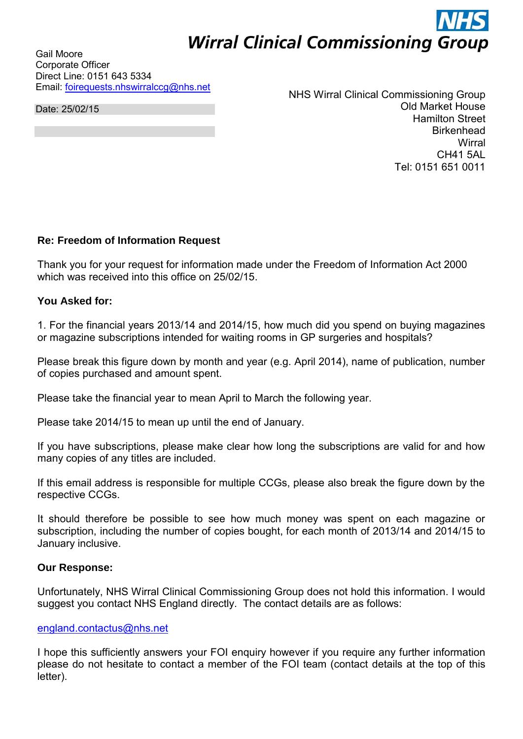**NHS**
**Wirral Clinical Commissioning Group**

Gail Moore
Corporate Officer
Direct Line: 0151 643 5334
Email: foirequests.nhswirralccg@nhs.net

Date: 25/02/15

NHS Wirral Clinical Commissioning Group
Old Market House
Hamilton Street
Birkenhead
Wirral
CH41 5AL
Tel: 0151 651 0011

**Re: Freedom of Information Request**

Thank you for your request for information made under the Freedom of Information Act 2000 which was received into this office on 25/02/15.

**You Asked for:**

1. For the financial years 2013/14 and 2014/15, how much did you spend on buying magazines or magazine subscriptions intended for waiting rooms in GP surgeries and hospitals?

Please break this figure down by month and year (e.g. April 2014), name of publication, number of copies purchased and amount spent.

Please take the financial year to mean April to March the following year.

Please take 2014/15 to mean up until the end of January.

If you have subscriptions, please make clear how long the subscriptions are valid for and how many copies of any titles are included.

If this email address is responsible for multiple CCGs, please also break the figure down by the respective CCGs.

It should therefore be possible to see how much money was spent on each magazine or subscription, including the number of copies bought, for each month of 2013/14 and 2014/15 to January inclusive.

**Our Response:**

Unfortunately, NHS Wirral Clinical Commissioning Group does not hold this information. I would suggest you contact NHS England directly. The contact details are as follows:

england.contactus@nhs.net

I hope this sufficiently answers your FOI enquiry however if you require any further information please do not hesitate to contact a member of the FOI team (contact details at the top of this letter).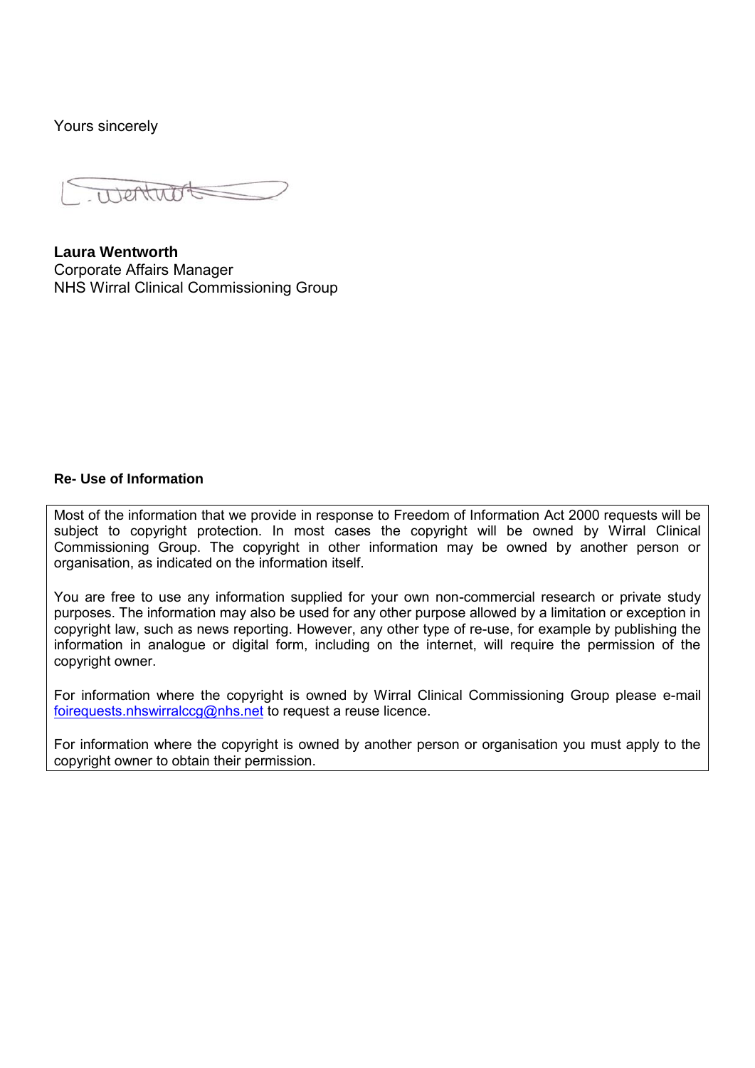Yours sincerely

**Laura Wentworth**
Corporate Affairs Manager
NHS Wirral Clinical Commissioning Group

**Re- Use of Information**

Most of the information that we provide in response to Freedom of Information Act 2000 requests will be subject to copyright protection. In most cases the copyright will be owned by Wirral Clinical Commissioning Group. The copyright in other information may be owned by another person or organisation, as indicated on the information itself.

You are free to use any information supplied for your own non-commercial research or private study purposes. The information may also be used for any other purpose allowed by a limitation or exception in copyright law, such as news reporting. However, any other type of re-use, for example by publishing the information in analogue or digital form, including on the internet, will require the permission of the copyright owner.

For information where the copyright is owned by Wirral Clinical Commissioning Group please e-mail foirequests.nhswirralccg@nhs.net to request a reuse licence.

For information where the copyright is owned by another person or organisation you must apply to the copyright owner to obtain their permission.